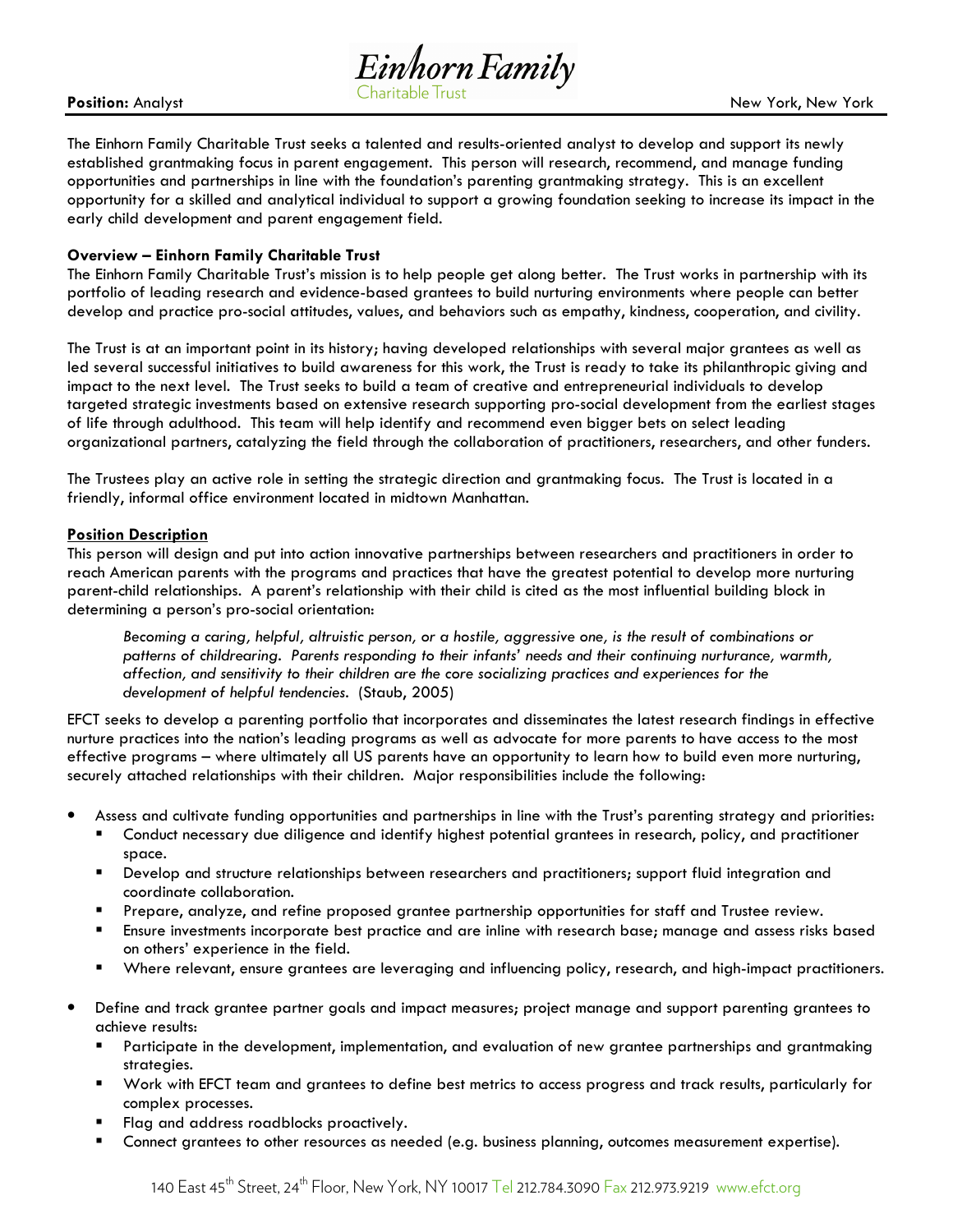**Einhorn Family** Charitable Trust

**Position:** Analyst

New York, New York

The Einhorn Family Charitable Trust seeks a talented and results-oriented analyst to develop and support its newly established grantmaking focus in parent engagement. This person will research, recommend, and manage funding opportunities and partnerships in line with the foundation's parenting grantmaking strategy. This is an excellent opportunity for a skilled and analytical individual to support a growing foundation seeking to increase its impact in the early child development and parent engagement field.

**Overview – Einhorn Family Charitable Trust**

The Einhorn Family Charitable Trust's mission is to help people get along better. The Trust works in partnership with its portfolio of leading research and evidence-based grantees to build nurturing environments where people can better develop and practice pro-social attitudes, values, and behaviors such as empathy, kindness, cooperation, and civility.

The Trust is at an important point in its history; having developed relationships with several major grantees as well as led several successful initiatives to build awareness for this work, the Trust is ready to take its philanthropic giving and impact to the next level. The Trust seeks to build a team of creative and entrepreneurial individuals to develop targeted strategic investments based on extensive research supporting pro-social development from the earliest stages of life through adulthood. This team will help identify and recommend even bigger bets on select leading organizational partners, catalyzing the field through the collaboration of practitioners, researchers, and other funders.

The Trustees play an active role in setting the strategic direction and grantmaking focus. The Trust is located in a friendly, informal office environment located in midtown Manhattan.

**Position Description**

This person will design and put into action innovative partnerships between researchers and practitioners in order to reach American parents with the programs and practices that have the greatest potential to develop more nurturing parent-child relationships. A parent's relationship with their child is cited as the most influential building block in determining a person's pro-social orientation:

> *Becoming a caring, helpful, altruistic person, or a hostile, aggressive one, is the result of combinations or patterns of childrearing. Parents responding to their infants' needs and their continuing nurturance, warmth, affection, and sensitivity to their children are the core socializing practices and experiences for the development of helpful tendencies.* (Staub, 2005)

EFCT seeks to develop a parenting portfolio that incorporates and disseminates the latest research findings in effective nurture practices into the nation's leading programs as well as advocate for more parents to have access to the most effective programs – where ultimately all US parents have an opportunity to learn how to build even more nurturing, securely attached relationships with their children. Major responsibilities include the following:

- Assess and cultivate funding opportunities and partnerships in line with the Trust's parenting strategy and priorities:
  - Conduct necessary due diligence and identify highest potential grantees in research, policy, and practitioner space.
  - Develop and structure relationships between researchers and practitioners; support fluid integration and coordinate collaboration.
  - Prepare, analyze, and refine proposed grantee partnership opportunities for staff and Trustee review.
  - Ensure investments incorporate best practice and are inline with research base; manage and assess risks based on others' experience in the field.
  - Where relevant, ensure grantees are leveraging and influencing policy, research, and high-impact practitioners.

- Define and track grantee partner goals and impact measures; project manage and support parenting grantees to achieve results:
  - Participate in the development, implementation, and evaluation of new grantee partnerships and grantmaking strategies.
  - Work with EFCT team and grantees to define best metrics to access progress and track results, particularly for complex processes.
  - Flag and address roadblocks proactively.
  - Connect grantees to other resources as needed (e.g. business planning, outcomes measurement expertise).

140 East 45th Street, 24th Floor, New York, NY 10017 Tel 212.784.3090 Fax 212.973.9219 www.efct.org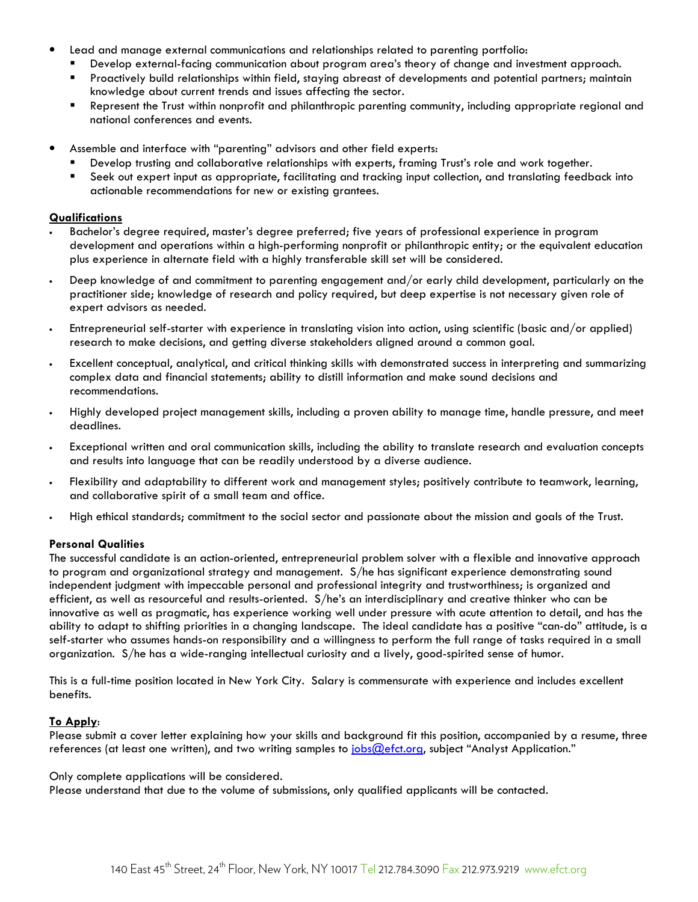- Lead and manage external communications and relationships related to parenting portfolio:
  - Develop external-facing communication about program area's theory of change and investment approach.
  - Proactively build relationships within field, staying abreast of developments and potential partners; maintain knowledge about current trends and issues affecting the sector.
  - Represent the Trust within nonprofit and philanthropic parenting community, including appropriate regional and national conferences and events.
- Assemble and interface with "parenting" advisors and other field experts:
  - Develop trusting and collaborative relationships with experts, framing Trust's role and work together.
  - Seek out expert input as appropriate, facilitating and tracking input collection, and translating feedback into actionable recommendations for new or existing grantees.

**Qualifications**

- Bachelor's degree required, master's degree preferred; five years of professional experience in program development and operations within a high-performing nonprofit or philanthropic entity; or the equivalent education plus experience in alternate field with a highly transferable skill set will be considered.
- Deep knowledge of and commitment to parenting engagement and/or early child development, particularly on the practitioner side; knowledge of research and policy required, but deep expertise is not necessary given role of expert advisors as needed.
- Entrepreneurial self-starter with experience in translating vision into action, using scientific (basic and/or applied) research to make decisions, and getting diverse stakeholders aligned around a common goal.
- Excellent conceptual, analytical, and critical thinking skills with demonstrated success in interpreting and summarizing complex data and financial statements; ability to distill information and make sound decisions and recommendations.
- Highly developed project management skills, including a proven ability to manage time, handle pressure, and meet deadlines.
- Exceptional written and oral communication skills, including the ability to translate research and evaluation concepts and results into language that can be readily understood by a diverse audience.
- Flexibility and adaptability to different work and management styles; positively contribute to teamwork, learning, and collaborative spirit of a small team and office.
- High ethical standards; commitment to the social sector and passionate about the mission and goals of the Trust.

**Personal Qualities**

The successful candidate is an action-oriented, entrepreneurial problem solver with a flexible and innovative approach to program and organizational strategy and management. S/he has significant experience demonstrating sound independent judgment with impeccable personal and professional integrity and trustworthiness; is organized and efficient, as well as resourceful and results-oriented. S/he's an interdisciplinary and creative thinker who can be innovative as well as pragmatic, has experience working well under pressure with acute attention to detail, and has the ability to adapt to shifting priorities in a changing landscape. The ideal candidate has a positive "can-do" attitude, is a self-starter who assumes hands-on responsibility and a willingness to perform the full range of tasks required in a small organization. S/he has a wide-ranging intellectual curiosity and a lively, good-spirited sense of humor.

This is a full-time position located in New York City. Salary is commensurate with experience and includes excellent benefits.

**To Apply**:

Please submit a cover letter explaining how your skills and background fit this position, accompanied by a resume, three references (at least one written), and two writing samples to jobs@efct.org, subject "Analyst Application."

Only complete applications will be considered.
Please understand that due to the volume of submissions, only qualified applicants will be contacted.

140 East 45th Street, 24th Floor, New York, NY 10017 Tel 212.784.3090 Fax 212.973.9219 www.efct.org